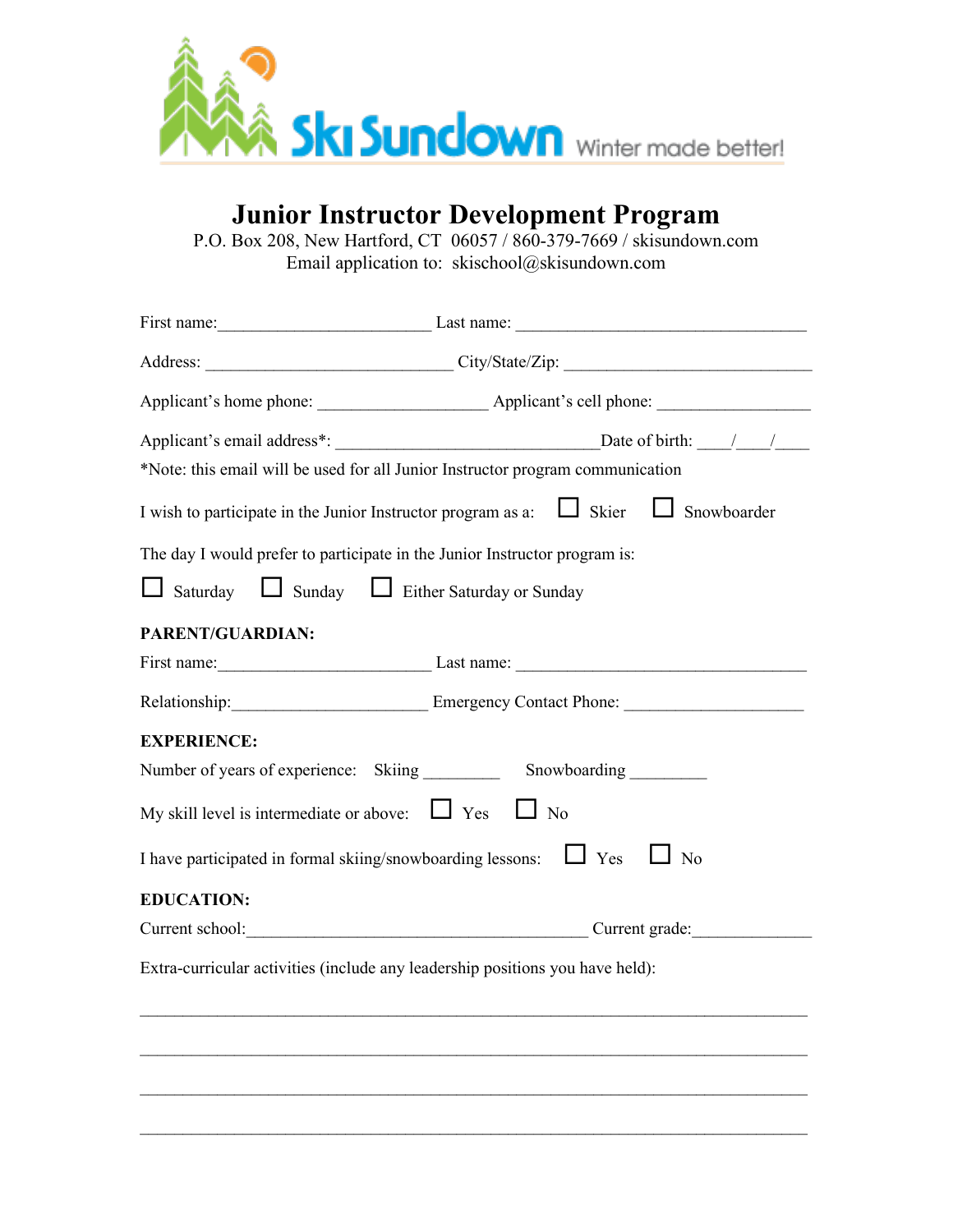Ski Sundown Winter made better!

# Junior Instructor Development Program

P.O. Box 208, New Hartford, CT 06057 / 860-379-7669 / skisundown.com
Email application to: skischool@skisundown.com

First name:________________________ Last name: ________________________________

Address: ____________________________ City/State/Zip: __________________________

Applicant's home phone: ___________________ Applicant's cell phone: ________________

Applicant's email address*: ______________________________Date of birth: ____/____/____

*Note: this email will be used for all Junior Instructor program communication

I wish to participate in the Junior Instructor program as a: ☐ Skier ☐ Snowboarder

The day I would prefer to participate in the Junior Instructor program is:

☐ Saturday ☐ Sunday ☐ Either Saturday or Sunday

**PARENT/GUARDIAN:**

First name:________________________ Last name: ________________________________

Relationship:______________________ Emergency Contact Phone: ____________________

**EXPERIENCE:**

Number of years of experience: Skiing _________ Snowboarding _________

My skill level is intermediate or above: ☐ Yes ☐ No

I have participated in formal skiing/snowboarding lessons: ☐ Yes ☐ No

**EDUCATION:**

Current school:_______________________________________ Current grade:_____________

Extra-curricular activities (include any leadership positions you have held):

_____________________________________________________________________________

_____________________________________________________________________________

_____________________________________________________________________________

_____________________________________________________________________________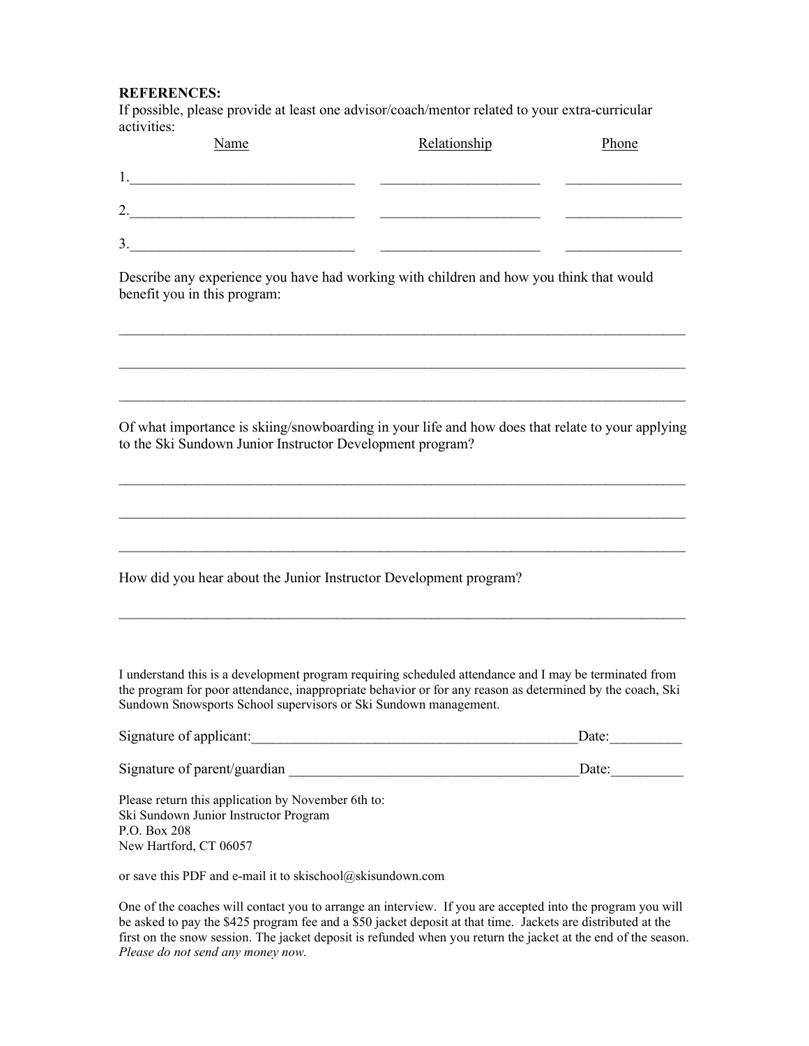**REFERENCES:**

If possible, please provide at least one advisor/coach/mentor related to your extra-curricular activities:

| Name | Relationship | Phone |
| --- | --- | --- |
| 1.______________________________ | ______________________ | ________________ |
| 2.______________________________ | ______________________ | ________________ |
| 3.______________________________ | ______________________ | ________________ |

Describe any experience you have had working with children and how you think that would benefit you in this program:

______________________________________________________________________________

______________________________________________________________________________

______________________________________________________________________________

Of what importance is skiing/snowboarding in your life and how does that relate to your applying to the Ski Sundown Junior Instructor Development program?

______________________________________________________________________________

______________________________________________________________________________

______________________________________________________________________________

How did you hear about the Junior Instructor Development program?

______________________________________________________________________________

I understand this is a development program requiring scheduled attendance and I may be terminated from the program for poor attendance, inappropriate behavior or for any reason as determined by the coach, Ski Sundown Snowsports School supervisors or Ski Sundown management.

Signature of applicant:_____________________________________________Date:__________

Signature of parent/guardian ________________________________________Date:__________

Please return this application by November 6th to:
Ski Sundown Junior Instructor Program
P.O. Box 208
New Hartford, CT 06057

or save this PDF and e-mail it to skischool@skisundown.com

One of the coaches will contact you to arrange an interview. If you are accepted into the program you will be asked to pay the $425 program fee and a $50 jacket deposit at that time. Jackets are distributed at the first on the snow session. The jacket deposit is refunded when you return the jacket at the end of the season. *Please do not send any money now.*